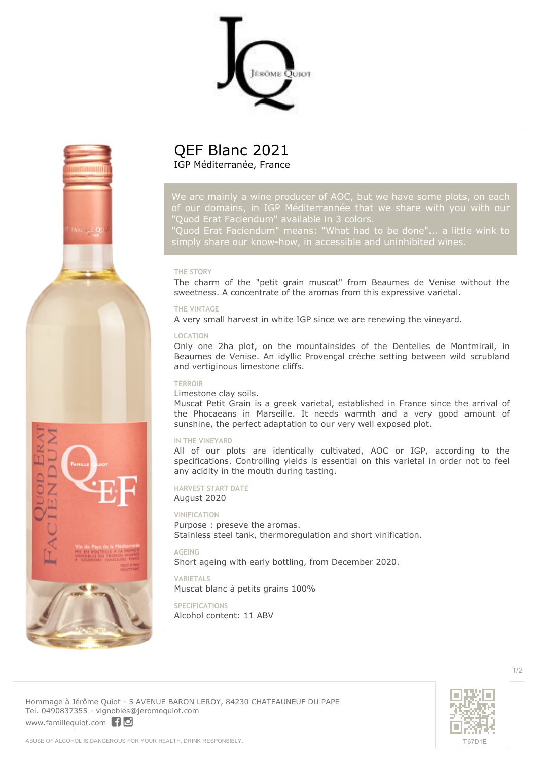# QEF Blanc 2021

IGP Méditerranée, France

We are mainly a wine producer of AOC, but we have some plots, on each of our domains, in IGP Méditerrannée that we share with you with our "Quod Erat Faciendum" available in 3 colors.
"Quod Erat Faciendum" means: "What had to be done"... a little wink to simply share our know-how, in accessible and uninhibited wines.

### THE STORY

The charm of the "petit grain muscat" from Beaumes de Venise without the sweetness. A concentrate of the aromas from this expressive varietal.

### THE VINTAGE

A very small harvest in white IGP since we are renewing the vineyard.

### LOCATION

Only one 2ha plot, on the mountainsides of the Dentelles de Montmirail, in Beaumes de Venise. An idyllic Provençal crèche setting between wild scrubland and vertiginous limestone cliffs.

### TERROIR

Limestone clay soils.
Muscat Petit Grain is a greek varietal, established in France since the arrival of the Phocaeans in Marseille. It needs warmth and a very good amount of sunshine, the perfect adaptation to our very well exposed plot.

### IN THE VINEYARD

All of our plots are identically cultivated, AOC or IGP, according to the specifications. Controlling yields is essential on this varietal in order not to feel any acidity in the mouth during tasting.

### HARVEST START DATE

August 2020

### VINIFICATION

Purpose : preseve the aromas.
Stainless steel tank, thermoregulation and short vinification.

### AGEING

Short ageing with early bottling, from December 2020.

### VARIETALS

Muscat blanc à petits grains 100%

### SPECIFICATIONS

Alcohol content: 11 ABV

Hommage à Jérôme Quiot - 5 AVENUE BARON LEROY, 84230 CHATEAUNEUF DU PAPE
Tel. 0490837355 - vignobles@jeromequiot.com
www.famillequiot.com

ABUSE OF ALCOHOL IS DANGEROUS FOR YOUR HEALTH. DRINK RESPONSIBLY.

T67D1E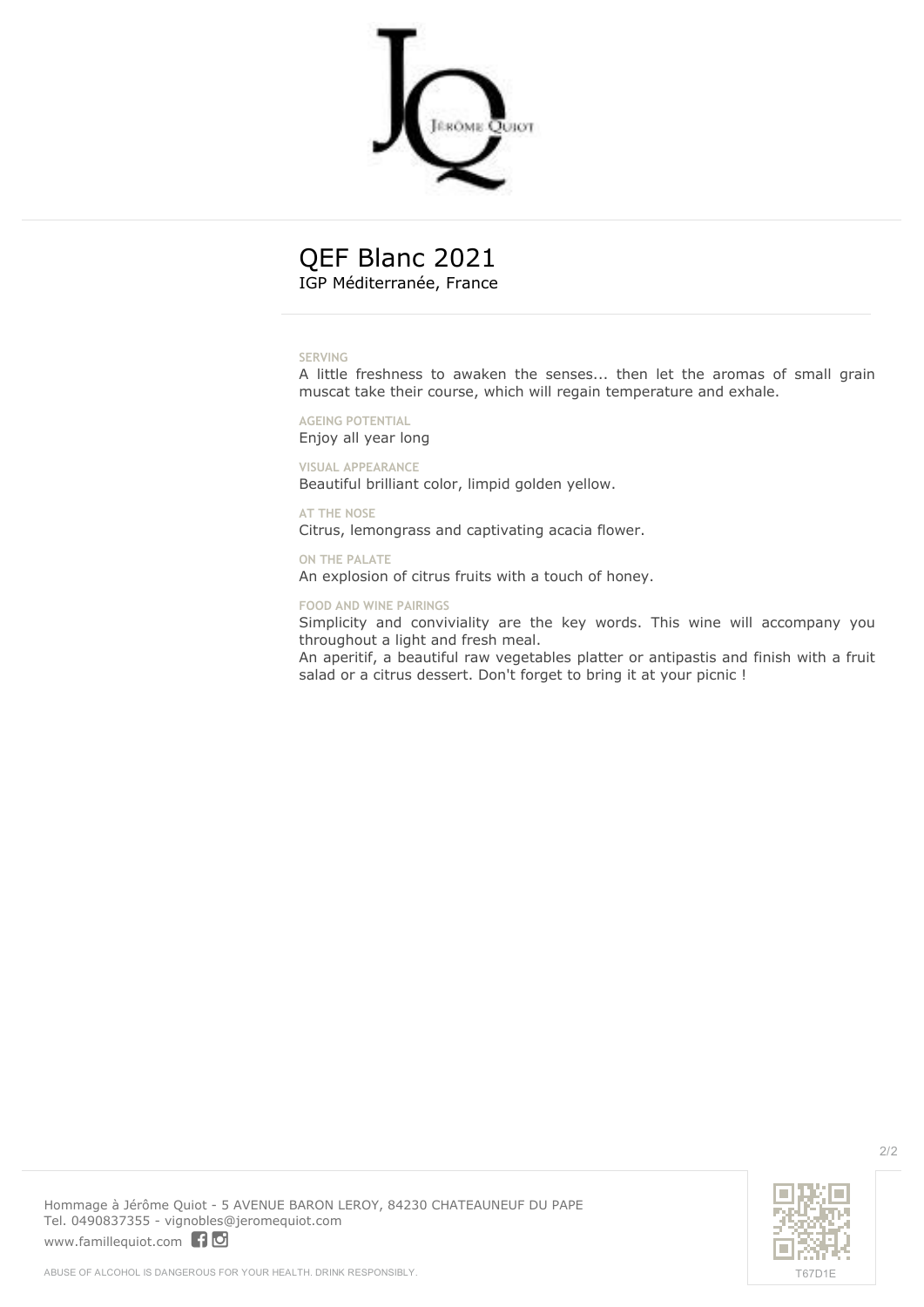# QEF Blanc 2021

IGP Méditerranée, France

**SERVING**

A little freshness to awaken the senses... then let the aromas of small grain muscat take their course, which will regain temperature and exhale.

**AGEING POTENTIAL**

Enjoy all year long

**VISUAL APPEARANCE**

Beautiful brilliant color, limpid golden yellow.

**AT THE NOSE**

Citrus, lemongrass and captivating acacia flower.

**ON THE PALATE**

An explosion of citrus fruits with a touch of honey.

**FOOD AND WINE PAIRINGS**

Simplicity and conviviality are the key words. This wine will accompany you throughout a light and fresh meal.

An aperitif, a beautiful raw vegetables platter or antipastis and finish with a fruit salad or a citrus dessert. Don't forget to bring it at your picnic !

Hommage à Jérôme Quiot - 5 AVENUE BARON LEROY, 84230 CHATEAUNEUF DU PAPE
Tel. 0490837355 - vignobles@jeromequiot.com
www.famillequiot.com

ABUSE OF ALCOHOL IS DANGEROUS FOR YOUR HEALTH. DRINK RESPONSIBLY.

T67D1E